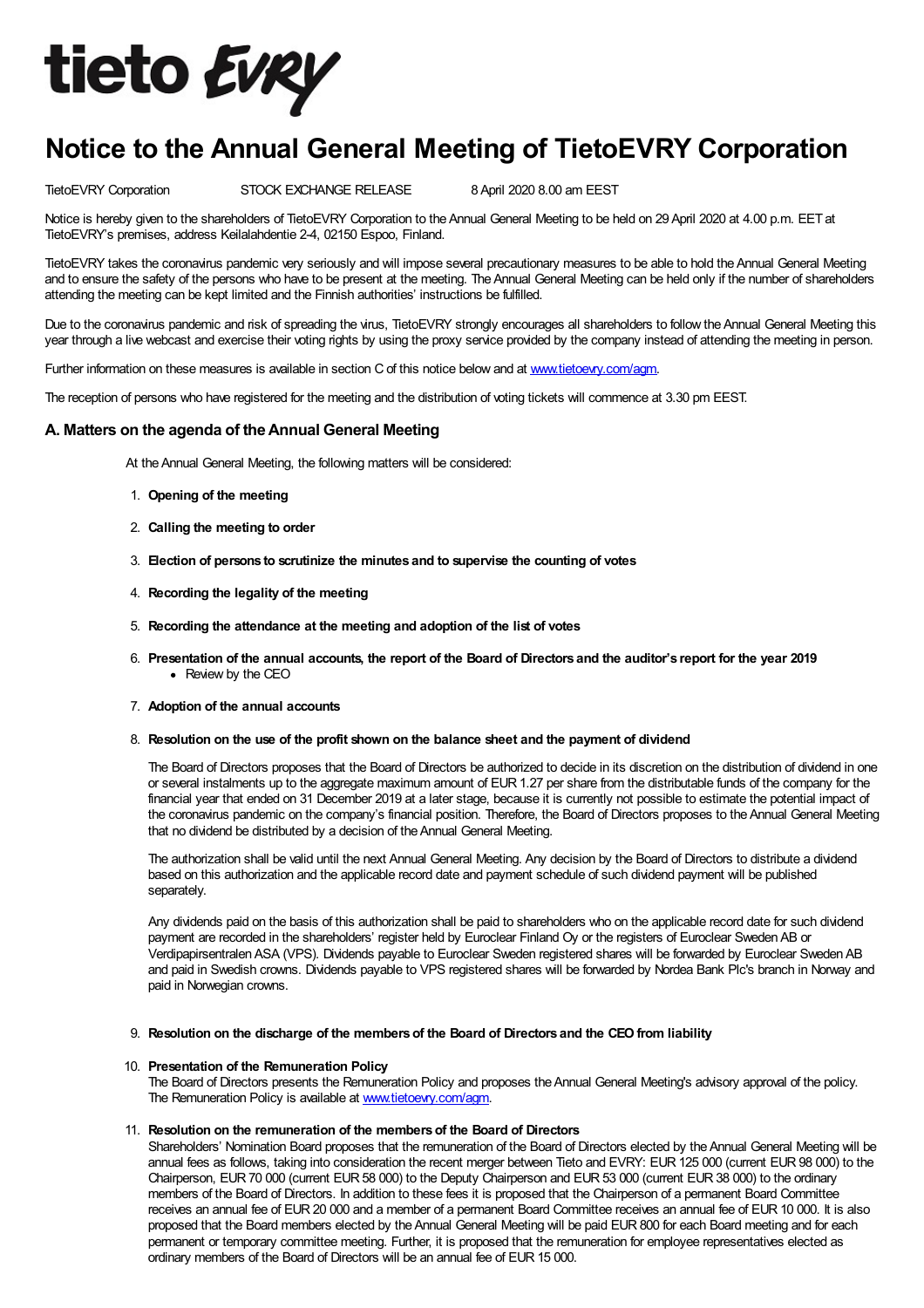# Notice to the Annual General Meeting of TietoEVRY Corporation

TietoEVRY Corporation STOCK EXCHANGE RELEASE 8 April 2020 8.00 am EEST

Notice is hereby given to the shareholders of TietoEVRY Corporation to the Annual General Meeting to be held on 29 April 2020 at 4.00 p.m. EET at TietoEVRY's premises, address Keilalahdentie 2-4, 02150 Espoo, Finland.

TietoEVRY takes the coronavirus pandemic very seriously and will impose several precautionary measures to be able to hold the Annual General Meeting and to ensure the safety of the persons who have to be present at the meeting. The Annual General Meeting can be held only if the number of shareholders attending the meeting can be kept limited and the Finnish authorities' instructions be fulfilled.

Due to the coronavirus pandemic and risk of spreading the virus, TietoEVRY strongly encourages all shareholders to follow the Annual General Meeting this year through a live webcast and exercise their voting rights by using the proxy service provided by the company instead of attending the meeting in person.

Further information on these measures is available in section C of this notice below and at www.tietoevry.com/agm.

The reception of persons who have registered for the meeting and the distribution of voting tickets will commence at 3.30 pm EEST.

## A. Matters on the agenda of the Annual General Meeting

At the Annual General Meeting, the following matters will be considered:

1. **Opening of the meeting**

2. **Calling the meeting to order**

3. **Election of persons to scrutinize the minutes and to supervise the counting of votes**

4. **Recording the legality of the meeting**

5. **Recording the attendance at the meeting and adoption of the list of votes**

6. **Presentation of the annual accounts, the report of the Board of Directors and the auditor's report for the year 2019**
   - Review by the CEO

7. **Adoption of the annual accounts**

8. **Resolution on the use of the profit shown on the balance sheet and the payment of dividend**

   The Board of Directors proposes that the Board of Directors be authorized to decide in its discretion on the distribution of dividend in one or several instalments up to the aggregate maximum amount of EUR 1.27 per share from the distributable funds of the company for the financial year that ended on 31 December 2019 at a later stage, because it is currently not possible to estimate the potential impact of the coronavirus pandemic on the company's financial position. Therefore, the Board of Directors proposes to the Annual General Meeting that no dividend be distributed by a decision of the Annual General Meeting.

   The authorization shall be valid until the next Annual General Meeting. Any decision by the Board of Directors to distribute a dividend based on this authorization and the applicable record date and payment schedule of such dividend payment will be published separately.

   Any dividends paid on the basis of this authorization shall be paid to shareholders who on the applicable record date for such dividend payment are recorded in the shareholders' register held by Euroclear Finland Oy or the registers of Euroclear Sweden AB or Verdipapirsentralen ASA (VPS). Dividends payable to Euroclear Sweden registered shares will be forwarded by Euroclear Sweden AB and paid in Swedish crowns. Dividends payable to VPS registered shares will be forwarded by Nordea Bank Plc's branch in Norway and paid in Norwegian crowns.

9. **Resolution on the discharge of the members of the Board of Directors and the CEO from liability**

10. **Presentation of the Remuneration Policy**
    The Board of Directors presents the Remuneration Policy and proposes the Annual General Meeting's advisory approval of the policy. The Remuneration Policy is available at www.tietoevry.com/agm.

11. **Resolution on the remuneration of the members of the Board of Directors**
    Shareholders' Nomination Board proposes that the remuneration of the Board of Directors elected by the Annual General Meeting will be annual fees as follows, taking into consideration the recent merger between Tieto and EVRY: EUR 125 000 (current EUR 98 000) to the Chairperson, EUR 70 000 (current EUR 58 000) to the Deputy Chairperson and EUR 53 000 (current EUR 38 000) to the ordinary members of the Board of Directors. In addition to these fees it is proposed that the Chairperson of a permanent Board Committee receives an annual fee of EUR 20 000 and a member of a permanent Board Committee receives an annual fee of EUR 10 000. It is also proposed that the Board members elected by the Annual General Meeting will be paid EUR 800 for each Board meeting and for each permanent or temporary committee meeting. Further, it is proposed that the remuneration for employee representatives elected as ordinary members of the Board of Directors will be an annual fee of EUR 15 000.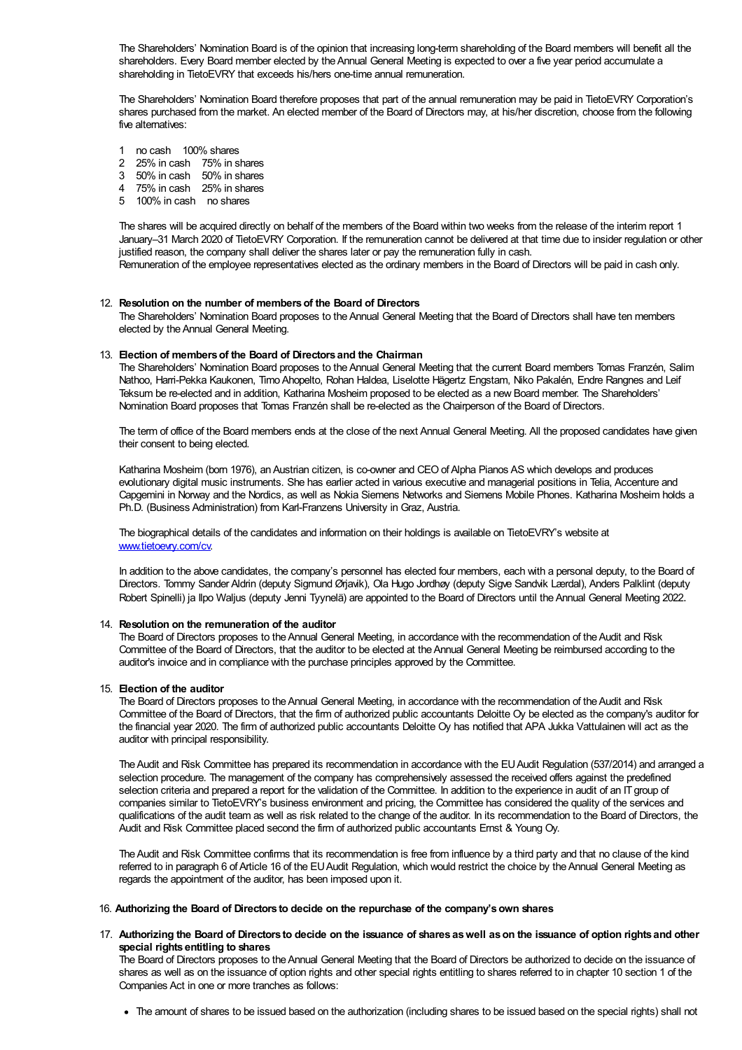The Shareholders' Nomination Board is of the opinion that increasing long-term shareholding of the Board members will benefit all the shareholders. Every Board member elected by the Annual General Meeting is expected to over a five year period accumulate a shareholding in TietoEVRY that exceeds his/hers one-time annual remuneration.

The Shareholders' Nomination Board therefore proposes that part of the annual remuneration may be paid in TietoEVRY Corporation's shares purchased from the market. An elected member of the Board of Directors may, at his/her discretion, choose from the following five alternatives:

1. no cash 100% shares
2. 25% in cash 75% in shares
3. 50% in cash 50% in shares
4. 75% in cash 25% in shares
5. 100% in cash no shares

The shares will be acquired directly on behalf of the members of the Board within two weeks from the release of the interim report 1 January–31 March 2020 of TietoEVRY Corporation. If the remuneration cannot be delivered at that time due to insider regulation or other justified reason, the company shall deliver the shares later or pay the remuneration fully in cash.
Remuneration of the employee representatives elected as the ordinary members in the Board of Directors will be paid in cash only.

12. **Resolution on the number of members of the Board of Directors**
The Shareholders' Nomination Board proposes to the Annual General Meeting that the Board of Directors shall have ten members elected by the Annual General Meeting.

13. **Election of members of the Board of Directors and the Chairman**
The Shareholders' Nomination Board proposes to the Annual General Meeting that the current Board members Tomas Franzén, Salim Nathoo, Harri-Pekka Kaukonen, Timo Ahopelto, Rohan Haldea, Liselotte Hägertz Engstam, Niko Pakalén, Endre Rangnes and Leif Teksum be re-elected and in addition, Katharina Mosheim proposed to be elected as a new Board member. The Shareholders' Nomination Board proposes that Tomas Franzén shall be re-elected as the Chairperson of the Board of Directors.

The term of office of the Board members ends at the close of the next Annual General Meeting. All the proposed candidates have given their consent to being elected.

Katharina Mosheim (born 1976), an Austrian citizen, is co-owner and CEO of Alpha Pianos AS which develops and produces evolutionary digital music instruments. She has earlier acted in various executive and managerial positions in Telia, Accenture and Capgemini in Norway and the Nordics, as well as Nokia Siemens Networks and Siemens Mobile Phones. Katharina Mosheim holds a Ph.D. (Business Administration) from Karl-Franzens University in Graz, Austria.

The biographical details of the candidates and information on their holdings is available on TietoEVRY's website at www.tietoevry.com/cv.

In addition to the above candidates, the company's personnel has elected four members, each with a personal deputy, to the Board of Directors. Tommy Sander Aldrin (deputy Sigmund Ørjavik), Ola Hugo Jordhøy (deputy Sigve Sandvik Lærdal), Anders Palklint (deputy Robert Spinelli) ja Ilpo Waljus (deputy Jenni Tyynelä) are appointed to the Board of Directors until the Annual General Meeting 2022.

14. **Resolution on the remuneration of the auditor**
The Board of Directors proposes to the Annual General Meeting, in accordance with the recommendation of the Audit and Risk Committee of the Board of Directors, that the auditor to be elected at the Annual General Meeting be reimbursed according to the auditor's invoice and in compliance with the purchase principles approved by the Committee.

15. **Election of the auditor**
The Board of Directors proposes to the Annual General Meeting, in accordance with the recommendation of the Audit and Risk Committee of the Board of Directors, that the firm of authorized public accountants Deloitte Oy be elected as the company's auditor for the financial year 2020. The firm of authorized public accountants Deloitte Oy has notified that APA Jukka Vattulainen will act as the auditor with principal responsibility.

The Audit and Risk Committee has prepared its recommendation in accordance with the EU Audit Regulation (537/2014) and arranged a selection procedure. The management of the company has comprehensively assessed the received offers against the predefined selection criteria and prepared a report for the validation of the Committee. In addition to the experience in audit of an IT group of companies similar to TietoEVRY's business environment and pricing, the Committee has considered the quality of the services and qualifications of the audit team as well as risk related to the change of the auditor. In its recommendation to the Board of Directors, the Audit and Risk Committee placed second the firm of authorized public accountants Ernst & Young Oy.

The Audit and Risk Committee confirms that its recommendation is free from influence by a third party and that no clause of the kind referred to in paragraph 6 of Article 16 of the EU Audit Regulation, which would restrict the choice by the Annual General Meeting as regards the appointment of the auditor, has been imposed upon it.

16. **Authorizing the Board of Directors to decide on the repurchase of the company's own shares**

17. **Authorizing the Board of Directors to decide on the issuance of shares as well as on the issuance of option rights and other special rights entitling to shares**
The Board of Directors proposes to the Annual General Meeting that the Board of Directors be authorized to decide on the issuance of shares as well as on the issuance of option rights and other special rights entitling to shares referred to in chapter 10 section 1 of the Companies Act in one or more tranches as follows:

- The amount of shares to be issued based on the authorization (including shares to be issued based on the special rights) shall not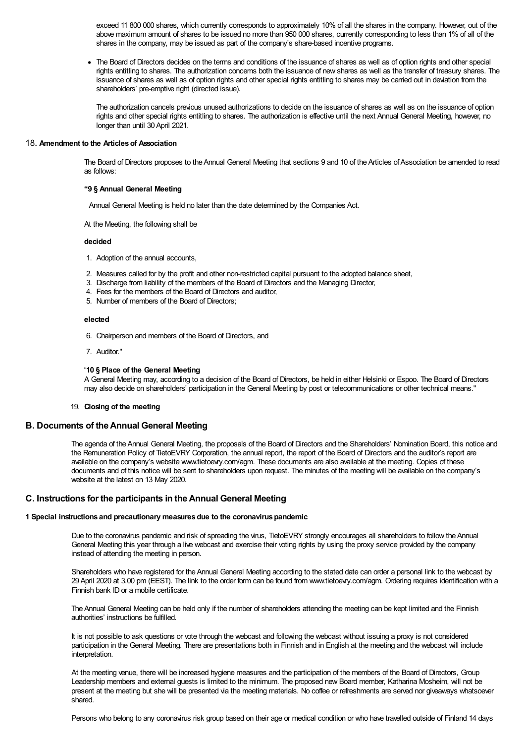exceed 11 800 000 shares, which currently corresponds to approximately 10% of all the shares in the company. However, out of the above maximum amount of shares to be issued no more than 950 000 shares, currently corresponding to less than 1% of all of the shares in the company, may be issued as part of the company's share-based incentive programs.

- The Board of Directors decides on the terms and conditions of the issuance of shares as well as of option rights and other special rights entitling to shares. The authorization concerns both the issuance of new shares as well as the transfer of treasury shares. The issuance of shares as well as of option rights and other special rights entitling to shares may be carried out in deviation from the shareholders' pre-emptive right (directed issue).

  The authorization cancels previous unused authorizations to decide on the issuance of shares as well as on the issuance of option rights and other special rights entitling to shares. The authorization is effective until the next Annual General Meeting, however, no longer than until 30 April 2021.

18. **Amendment to the Articles of Association**

The Board of Directors proposes to the Annual General Meeting that sections 9 and 10 of the Articles of Association be amended to read as follows:

**"9 § Annual General Meeting**

Annual General Meeting is held no later than the date determined by the Companies Act.

At the Meeting, the following shall be

**decided**

1. Adoption of the annual accounts,
2. Measures called for by the profit and other non-restricted capital pursuant to the adopted balance sheet,
3. Discharge from liability of the members of the Board of Directors and the Managing Director,
4. Fees for the members of the Board of Directors and auditor,
5. Number of members of the Board of Directors;

**elected**

6. Chairperson and members of the Board of Directors, and
7. Auditor."

"**10 § Place of the General Meeting**
A General Meeting may, according to a decision of the Board of Directors, be held in either Helsinki or Espoo. The Board of Directors may also decide on shareholders' participation in the General Meeting by post or telecommunications or other technical means."

19. **Closing of the meeting**

## B. Documents of the Annual General Meeting

The agenda of the Annual General Meeting, the proposals of the Board of Directors and the Shareholders' Nomination Board, this notice and the Remuneration Policy of TietoEVRY Corporation, the annual report, the report of the Board of Directors and the auditor's report are available on the company's website www.tietoevry.com/agm. These documents are also available at the meeting. Copies of these documents and of this notice will be sent to shareholders upon request. The minutes of the meeting will be available on the company's website at the latest on 13 May 2020.

## C. Instructions for the participants in the Annual General Meeting

#### 1 Special instructions and precautionary measures due to the coronavirus pandemic

Due to the coronavirus pandemic and risk of spreading the virus, TietoEVRY strongly encourages all shareholders to follow the Annual General Meeting this year through a live webcast and exercise their voting rights by using the proxy service provided by the company instead of attending the meeting in person.

Shareholders who have registered for the Annual General Meeting according to the stated date can order a personal link to the webcast by 29 April 2020 at 3.00 pm (EEST). The link to the order form can be found from www.tietoevry.com/agm. Ordering requires identification with a Finnish bank ID or a mobile certificate.

The Annual General Meeting can be held only if the number of shareholders attending the meeting can be kept limited and the Finnish authorities' instructions be fulfilled.

It is not possible to ask questions or vote through the webcast and following the webcast without issuing a proxy is not considered participation in the General Meeting. There are presentations both in Finnish and in English at the meeting and the webcast will include interpretation.

At the meeting venue, there will be increased hygiene measures and the participation of the members of the Board of Directors, Group Leadership members and external guests is limited to the minimum. The proposed new Board member, Katharina Mosheim, will not be present at the meeting but she will be presented via the meeting materials. No coffee or refreshments are served nor giveaways whatsoever shared.

Persons who belong to any coronavirus risk group based on their age or medical condition or who have travelled outside of Finland 14 days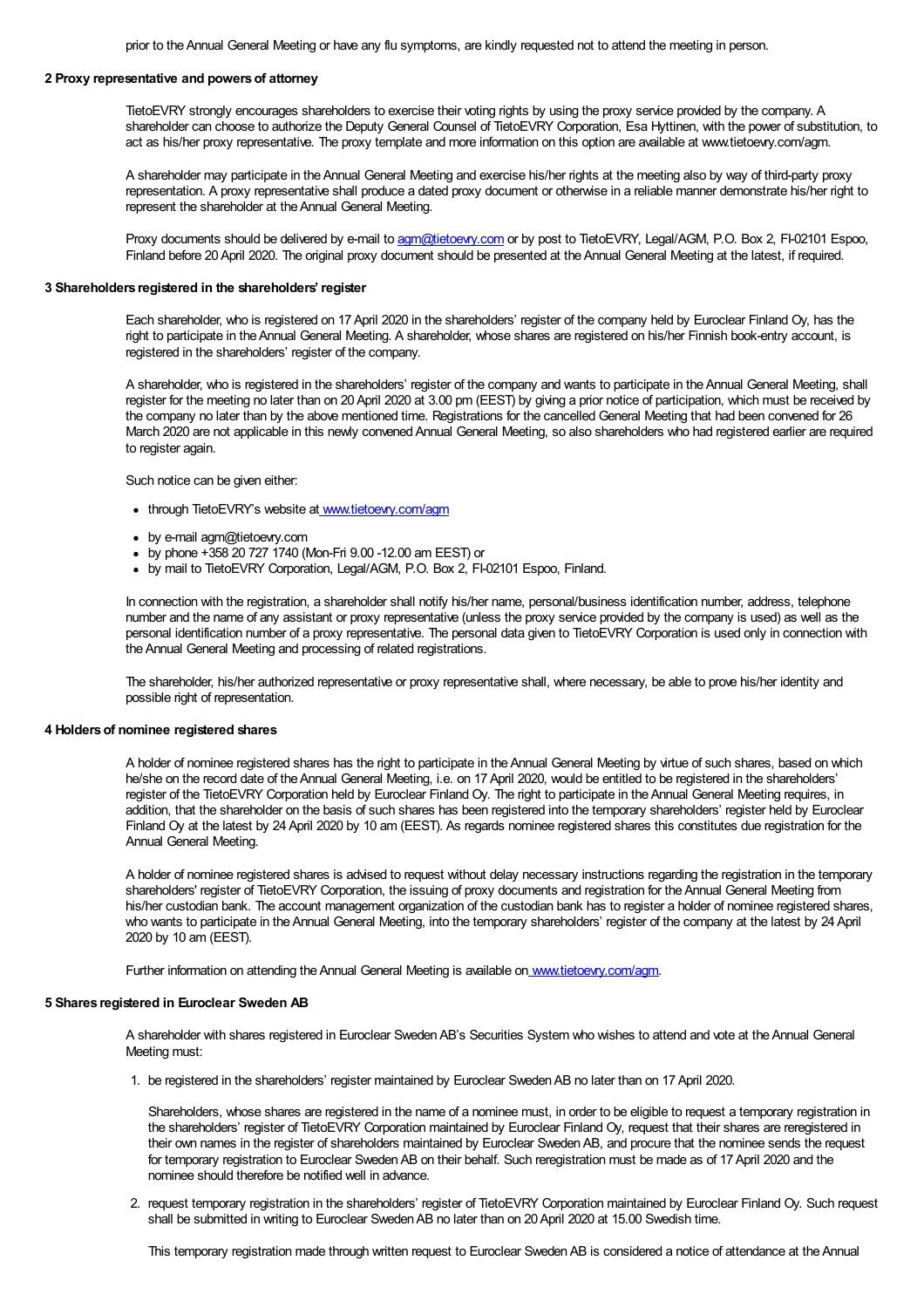prior to the Annual General Meeting or have any flu symptoms, are kindly requested not to attend the meeting in person.

**2 Proxy representative and powers of attorney**

TietoEVRY strongly encourages shareholders to exercise their voting rights by using the proxy service provided by the company. A shareholder can choose to authorize the Deputy General Counsel of TietoEVRY Corporation, Esa Hyttinen, with the power of substitution, to act as his/her proxy representative. The proxy template and more information on this option are available at www.tietoevry.com/agm.

A shareholder may participate in the Annual General Meeting and exercise his/her rights at the meeting also by way of third-party proxy representation. A proxy representative shall produce a dated proxy document or otherwise in a reliable manner demonstrate his/her right to represent the shareholder at the Annual General Meeting.

Proxy documents should be delivered by e-mail to agm@tietoevry.com or by post to TietoEVRY, Legal/AGM, P.O. Box 2, FI-02101 Espoo, Finland before 20 April 2020. The original proxy document should be presented at the Annual General Meeting at the latest, if required.

**3 Shareholders registered in the shareholders' register**

Each shareholder, who is registered on 17 April 2020 in the shareholders' register of the company held by Euroclear Finland Oy, has the right to participate in the Annual General Meeting. A shareholder, whose shares are registered on his/her Finnish book-entry account, is registered in the shareholders' register of the company.

A shareholder, who is registered in the shareholders' register of the company and wants to participate in the Annual General Meeting, shall register for the meeting no later than on 20 April 2020 at 3.00 pm (EEST) by giving a prior notice of participation, which must be received by the company no later than by the above mentioned time. Registrations for the cancelled General Meeting that had been convened for 26 March 2020 are not applicable in this newly convened Annual General Meeting, so also shareholders who had registered earlier are required to register again.

Such notice can be given either:

- through TietoEVRY's website at www.tietoevry.com/agm
- by e-mail agm@tietoevry.com
- by phone +358 20 727 1740 (Mon-Fri 9.00 -12.00 am EEST) or
- by mail to TietoEVRY Corporation, Legal/AGM, P.O. Box 2, FI-02101 Espoo, Finland.

In connection with the registration, a shareholder shall notify his/her name, personal/business identification number, address, telephone number and the name of any assistant or proxy representative (unless the proxy service provided by the company is used) as well as the personal identification number of a proxy representative. The personal data given to TietoEVRY Corporation is used only in connection with the Annual General Meeting and processing of related registrations.

The shareholder, his/her authorized representative or proxy representative shall, where necessary, be able to prove his/her identity and possible right of representation.

**4 Holders of nominee registered shares**

A holder of nominee registered shares has the right to participate in the Annual General Meeting by virtue of such shares, based on which he/she on the record date of the Annual General Meeting, i.e. on 17 April 2020, would be entitled to be registered in the shareholders' register of the TietoEVRY Corporation held by Euroclear Finland Oy. The right to participate in the Annual General Meeting requires, in addition, that the shareholder on the basis of such shares has been registered into the temporary shareholders' register held by Euroclear Finland Oy at the latest by 24 April 2020 by 10 am (EEST). As regards nominee registered shares this constitutes due registration for the Annual General Meeting.

A holder of nominee registered shares is advised to request without delay necessary instructions regarding the registration in the temporary shareholders' register of TietoEVRY Corporation, the issuing of proxy documents and registration for the Annual General Meeting from his/her custodian bank. The account management organization of the custodian bank has to register a holder of nominee registered shares, who wants to participate in the Annual General Meeting, into the temporary shareholders' register of the company at the latest by 24 April 2020 by 10 am (EEST).

Further information on attending the Annual General Meeting is available on www.tietoevry.com/agm.

**5 Shares registered in Euroclear Sweden AB**

A shareholder with shares registered in Euroclear Sweden AB's Securities System who wishes to attend and vote at the Annual General Meeting must:

1. be registered in the shareholders' register maintained by Euroclear Sweden AB no later than on 17 April 2020.

   Shareholders, whose shares are registered in the name of a nominee must, in order to be eligible to request a temporary registration in the shareholders' register of TietoEVRY Corporation maintained by Euroclear Finland Oy, request that their shares are reregistered in their own names in the register of shareholders maintained by Euroclear Sweden AB, and procure that the nominee sends the request for temporary registration to Euroclear Sweden AB on their behalf. Such reregistration must be made as of 17 April 2020 and the nominee should therefore be notified well in advance.

2. request temporary registration in the shareholders' register of TietoEVRY Corporation maintained by Euroclear Finland Oy. Such request shall be submitted in writing to Euroclear Sweden AB no later than on 20 April 2020 at 15.00 Swedish time.

   This temporary registration made through written request to Euroclear Sweden AB is considered a notice of attendance at the Annual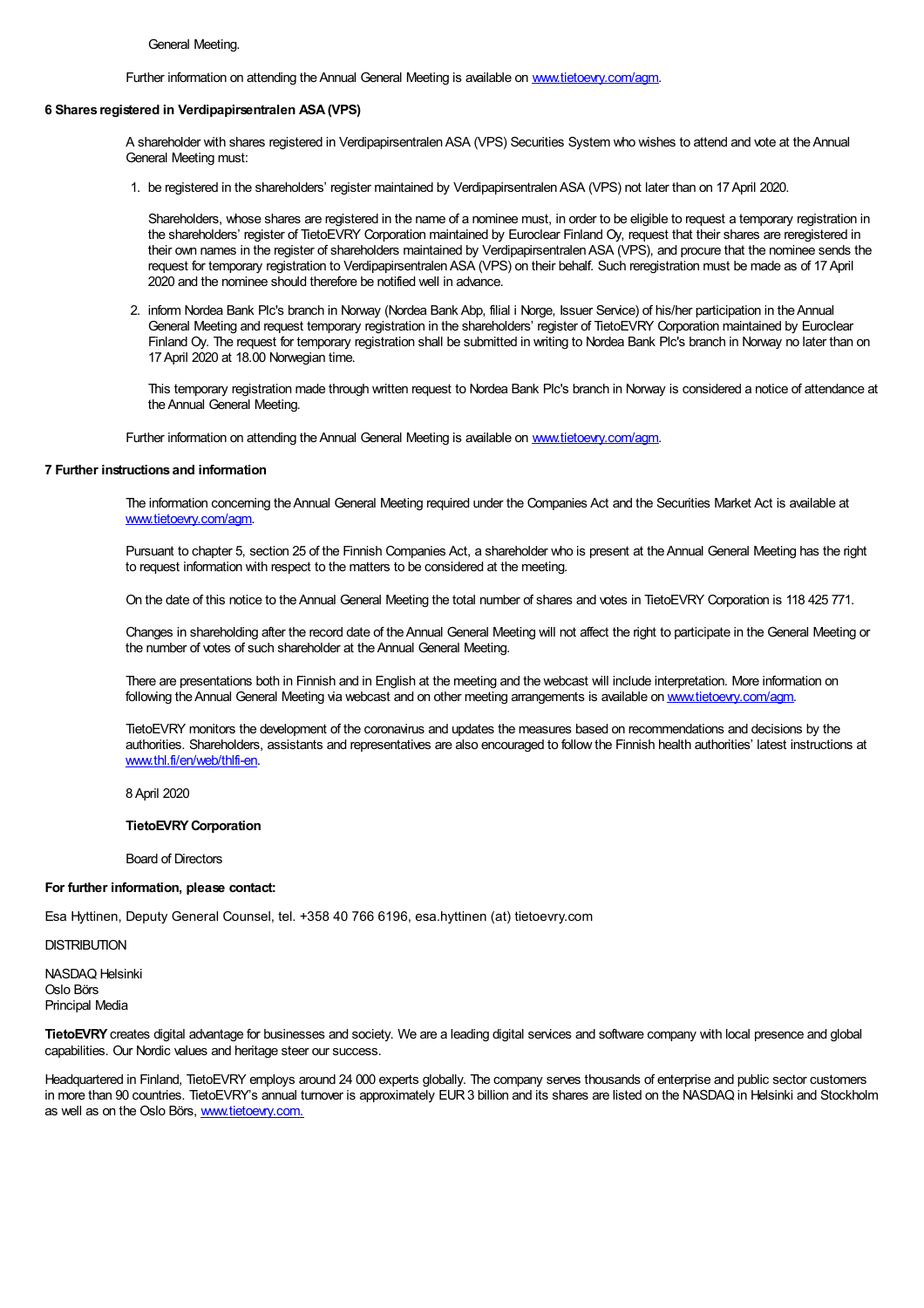General Meeting.

Further information on attending the Annual General Meeting is available on www.tietoevry.com/agm.

**6 Shares registered in Verdipapirsentralen ASA (VPS)**

A shareholder with shares registered in Verdipapirsentralen ASA (VPS) Securities System who wishes to attend and vote at the Annual General Meeting must:

1. be registered in the shareholders' register maintained by Verdipapirsentralen ASA (VPS) not later than on 17 April 2020.

   Shareholders, whose shares are registered in the name of a nominee must, in order to be eligible to request a temporary registration in the shareholders' register of TietoEVRY Corporation maintained by Euroclear Finland Oy, request that their shares are reregistered in their own names in the register of shareholders maintained by Verdipapirsentralen ASA (VPS), and procure that the nominee sends the request for temporary registration to Verdipapirsentralen ASA (VPS) on their behalf. Such reregistration must be made as of 17 April 2020 and the nominee should therefore be notified well in advance.

2. inform Nordea Bank Plc's branch in Norway (Nordea Bank Abp, filial i Norge, Issuer Service) of his/her participation in the Annual General Meeting and request temporary registration in the shareholders' register of TietoEVRY Corporation maintained by Euroclear Finland Oy. The request for temporary registration shall be submitted in writing to Nordea Bank Plc's branch in Norway no later than on 17 April 2020 at 18.00 Norwegian time.

   This temporary registration made through written request to Nordea Bank Plc's branch in Norway is considered a notice of attendance at the Annual General Meeting.

Further information on attending the Annual General Meeting is available on www.tietoevry.com/agm.

**7 Further instructions and information**

The information concerning the Annual General Meeting required under the Companies Act and the Securities Market Act is available at www.tietoevry.com/agm.

Pursuant to chapter 5, section 25 of the Finnish Companies Act, a shareholder who is present at the Annual General Meeting has the right to request information with respect to the matters to be considered at the meeting.

On the date of this notice to the Annual General Meeting the total number of shares and votes in TietoEVRY Corporation is 118 425 771.

Changes in shareholding after the record date of the Annual General Meeting will not affect the right to participate in the General Meeting or the number of votes of such shareholder at the Annual General Meeting.

There are presentations both in Finnish and in English at the meeting and the webcast will include interpretation. More information on following the Annual General Meeting via webcast and on other meeting arrangements is available on www.tietoevry.com/agm.

TietoEVRY monitors the development of the coronavirus and updates the measures based on recommendations and decisions by the authorities. Shareholders, assistants and representatives are also encouraged to follow the Finnish health authorities' latest instructions at www.thl.fi/en/web/thlfi-en.

8 April 2020

**TietoEVRY Corporation**

Board of Directors

**For further information, please contact:**

Esa Hyttinen, Deputy General Counsel, tel. +358 40 766 6196, esa.hyttinen (at) tietoevry.com

DISTRIBUTION

NASDAQ Helsinki
Oslo Börs
Principal Media

**TietoEVRY** creates digital advantage for businesses and society. We are a leading digital services and software company with local presence and global capabilities. Our Nordic values and heritage steer our success.

Headquartered in Finland, TietoEVRY employs around 24 000 experts globally. The company serves thousands of enterprise and public sector customers in more than 90 countries. TietoEVRY's annual turnover is approximately EUR 3 billion and its shares are listed on the NASDAQ in Helsinki and Stockholm as well as on the Oslo Börs, www.tietoevry.com.